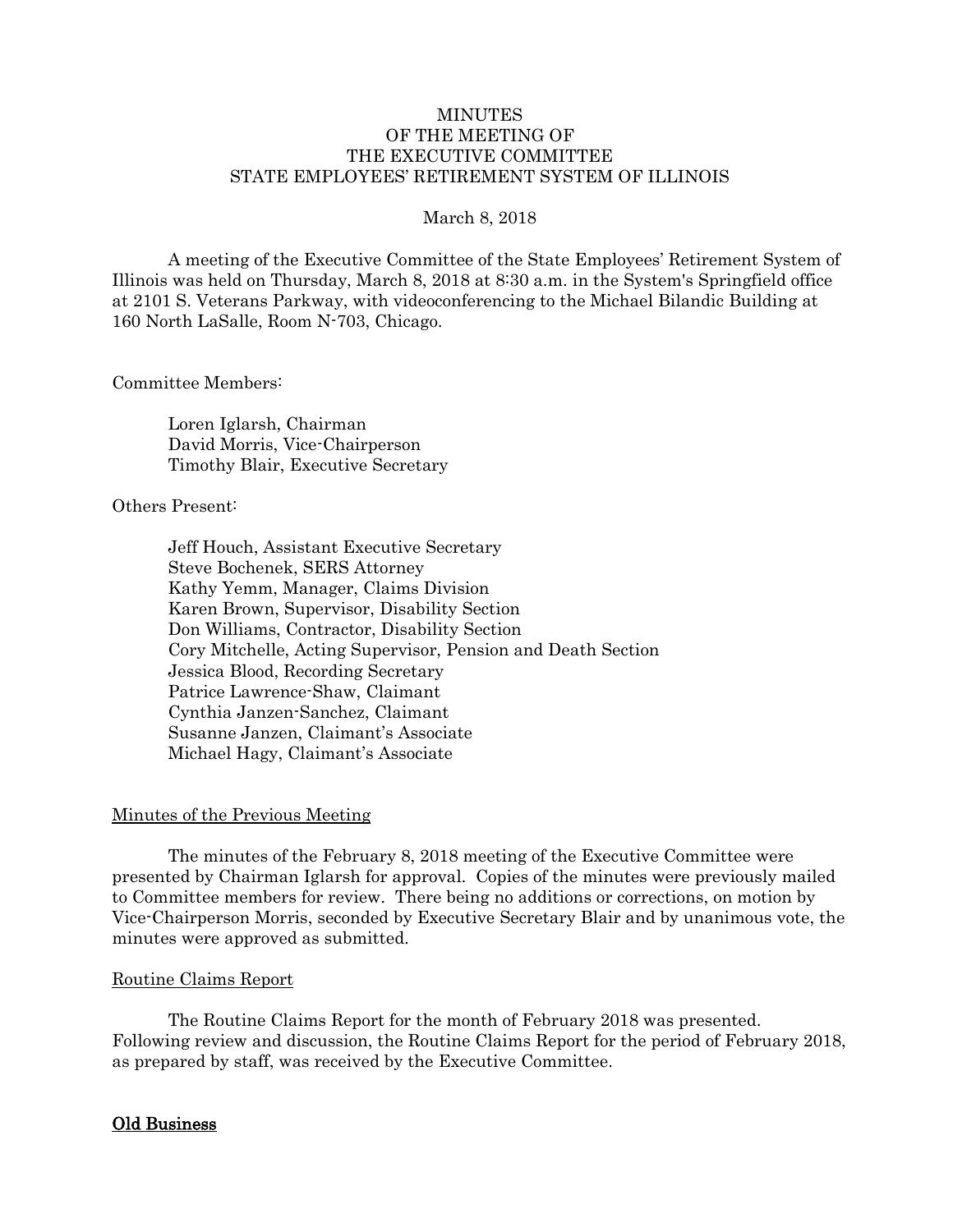# MINUTES
# OF THE MEETING OF
# THE EXECUTIVE COMMITTEE
# STATE EMPLOYEES' RETIREMENT SYSTEM OF ILLINOIS

March 8, 2018

A meeting of the Executive Committee of the State Employees' Retirement System of Illinois was held on Thursday, March 8, 2018 at 8:30 a.m. in the System's Springfield office at 2101 S. Veterans Parkway, with videoconferencing to the Michael Bilandic Building at 160 North LaSalle, Room N-703, Chicago.

Committee Members:

Loren Iglarsh, Chairman
David Morris, Vice-Chairperson
Timothy Blair, Executive Secretary

Others Present:

Jeff Houch, Assistant Executive Secretary
Steve Bochenek, SERS Attorney
Kathy Yemm, Manager, Claims Division
Karen Brown, Supervisor, Disability Section
Don Williams, Contractor, Disability Section
Cory Mitchelle, Acting Supervisor, Pension and Death Section
Jessica Blood, Recording Secretary
Patrice Lawrence-Shaw, Claimant
Cynthia Janzen-Sanchez, Claimant
Susanne Janzen, Claimant's Associate
Michael Hagy, Claimant's Associate

## Minutes of the Previous Meeting

The minutes of the February 8, 2018 meeting of the Executive Committee were presented by Chairman Iglarsh for approval. Copies of the minutes were previously mailed to Committee members for review. There being no additions or corrections, on motion by Vice-Chairperson Morris, seconded by Executive Secretary Blair and by unanimous vote, the minutes were approved as submitted.

## Routine Claims Report

The Routine Claims Report for the month of February 2018 was presented. Following review and discussion, the Routine Claims Report for the period of February 2018, as prepared by staff, was received by the Executive Committee.

## Old Business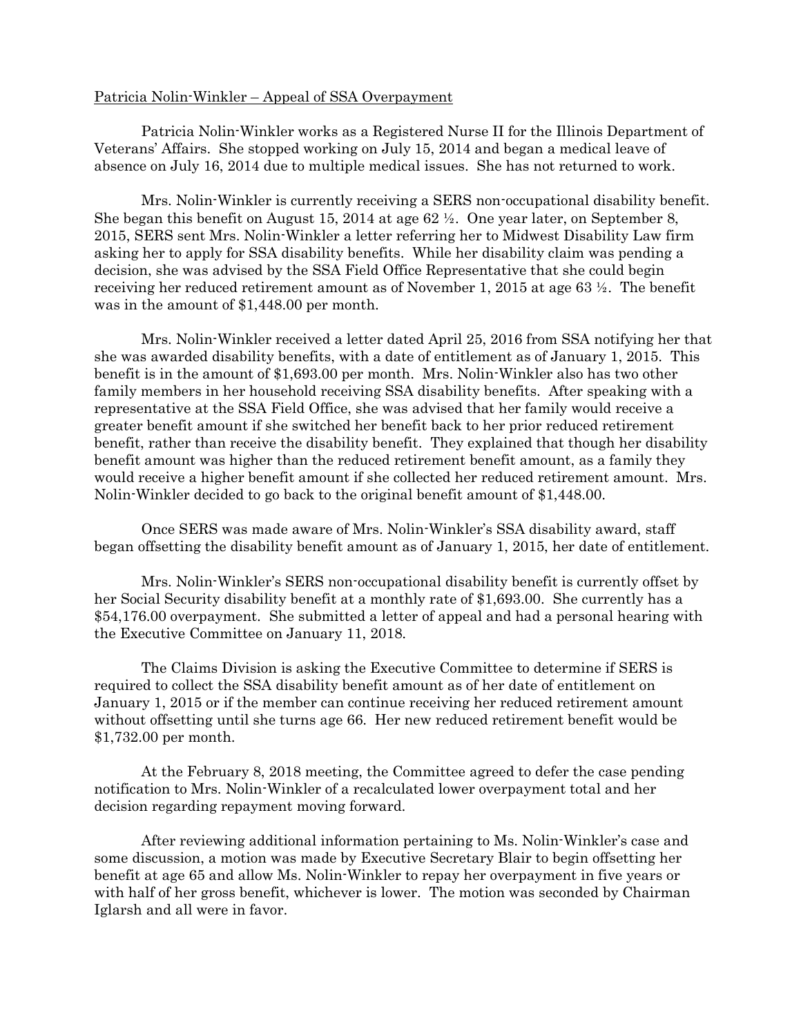Patricia Nolin-Winkler – Appeal of SSA Overpayment

Patricia Nolin-Winkler works as a Registered Nurse II for the Illinois Department of Veterans' Affairs. She stopped working on July 15, 2014 and began a medical leave of absence on July 16, 2014 due to multiple medical issues. She has not returned to work.

Mrs. Nolin-Winkler is currently receiving a SERS non-occupational disability benefit. She began this benefit on August 15, 2014 at age 62 ½. One year later, on September 8, 2015, SERS sent Mrs. Nolin-Winkler a letter referring her to Midwest Disability Law firm asking her to apply for SSA disability benefits. While her disability claim was pending a decision, she was advised by the SSA Field Office Representative that she could begin receiving her reduced retirement amount as of November 1, 2015 at age 63 ½. The benefit was in the amount of $1,448.00 per month.

Mrs. Nolin-Winkler received a letter dated April 25, 2016 from SSA notifying her that she was awarded disability benefits, with a date of entitlement as of January 1, 2015. This benefit is in the amount of $1,693.00 per month. Mrs. Nolin-Winkler also has two other family members in her household receiving SSA disability benefits. After speaking with a representative at the SSA Field Office, she was advised that her family would receive a greater benefit amount if she switched her benefit back to her prior reduced retirement benefit, rather than receive the disability benefit. They explained that though her disability benefit amount was higher than the reduced retirement benefit amount, as a family they would receive a higher benefit amount if she collected her reduced retirement amount. Mrs. Nolin-Winkler decided to go back to the original benefit amount of $1,448.00.

Once SERS was made aware of Mrs. Nolin-Winkler's SSA disability award, staff began offsetting the disability benefit amount as of January 1, 2015, her date of entitlement.

Mrs. Nolin-Winkler's SERS non-occupational disability benefit is currently offset by her Social Security disability benefit at a monthly rate of $1,693.00. She currently has a $54,176.00 overpayment. She submitted a letter of appeal and had a personal hearing with the Executive Committee on January 11, 2018.

The Claims Division is asking the Executive Committee to determine if SERS is required to collect the SSA disability benefit amount as of her date of entitlement on January 1, 2015 or if the member can continue receiving her reduced retirement amount without offsetting until she turns age 66. Her new reduced retirement benefit would be $1,732.00 per month.

At the February 8, 2018 meeting, the Committee agreed to defer the case pending notification to Mrs. Nolin-Winkler of a recalculated lower overpayment total and her decision regarding repayment moving forward.

After reviewing additional information pertaining to Ms. Nolin-Winkler's case and some discussion, a motion was made by Executive Secretary Blair to begin offsetting her benefit at age 65 and allow Ms. Nolin-Winkler to repay her overpayment in five years or with half of her gross benefit, whichever is lower. The motion was seconded by Chairman Iglarsh and all were in favor.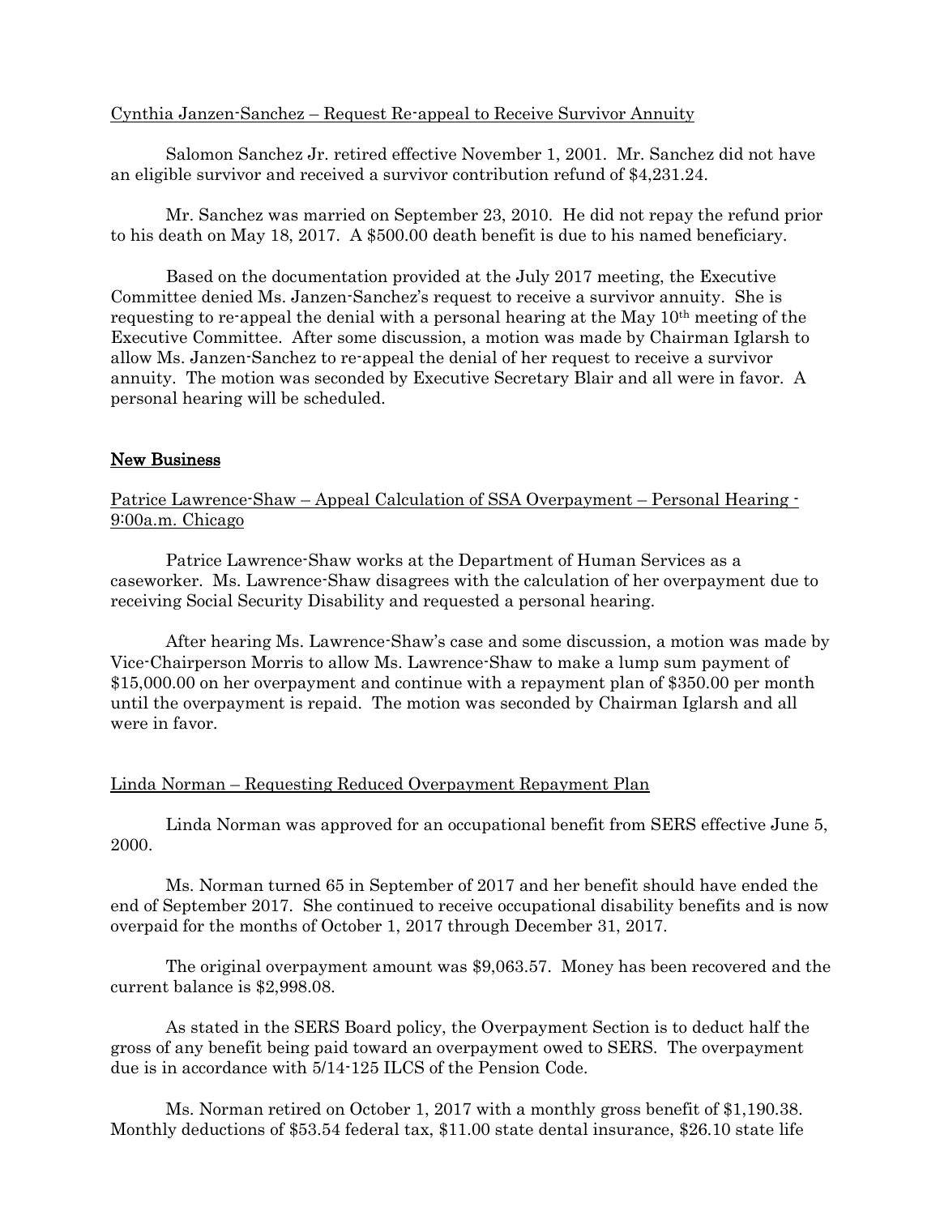Cynthia Janzen-Sanchez – Request Re-appeal to Receive Survivor Annuity

Salomon Sanchez Jr. retired effective November 1, 2001. Mr. Sanchez did not have an eligible survivor and received a survivor contribution refund of $4,231.24.

Mr. Sanchez was married on September 23, 2010. He did not repay the refund prior to his death on May 18, 2017. A $500.00 death benefit is due to his named beneficiary.

Based on the documentation provided at the July 2017 meeting, the Executive Committee denied Ms. Janzen-Sanchez's request to receive a survivor annuity. She is requesting to re-appeal the denial with a personal hearing at the May 10th meeting of the Executive Committee. After some discussion, a motion was made by Chairman Iglarsh to allow Ms. Janzen-Sanchez to re-appeal the denial of her request to receive a survivor annuity. The motion was seconded by Executive Secretary Blair and all were in favor. A personal hearing will be scheduled.

## New Business

Patrice Lawrence-Shaw – Appeal Calculation of SSA Overpayment – Personal Hearing - 9:00a.m. Chicago

Patrice Lawrence-Shaw works at the Department of Human Services as a caseworker. Ms. Lawrence-Shaw disagrees with the calculation of her overpayment due to receiving Social Security Disability and requested a personal hearing.

After hearing Ms. Lawrence-Shaw's case and some discussion, a motion was made by Vice-Chairperson Morris to allow Ms. Lawrence-Shaw to make a lump sum payment of $15,000.00 on her overpayment and continue with a repayment plan of $350.00 per month until the overpayment is repaid. The motion was seconded by Chairman Iglarsh and all were in favor.

Linda Norman – Requesting Reduced Overpayment Repayment Plan

Linda Norman was approved for an occupational benefit from SERS effective June 5, 2000.

Ms. Norman turned 65 in September of 2017 and her benefit should have ended the end of September 2017. She continued to receive occupational disability benefits and is now overpaid for the months of October 1, 2017 through December 31, 2017.

The original overpayment amount was $9,063.57. Money has been recovered and the current balance is $2,998.08.

As stated in the SERS Board policy, the Overpayment Section is to deduct half the gross of any benefit being paid toward an overpayment owed to SERS. The overpayment due is in accordance with 5/14-125 ILCS of the Pension Code.

Ms. Norman retired on October 1, 2017 with a monthly gross benefit of $1,190.38. Monthly deductions of $53.54 federal tax, $11.00 state dental insurance, $26.10 state life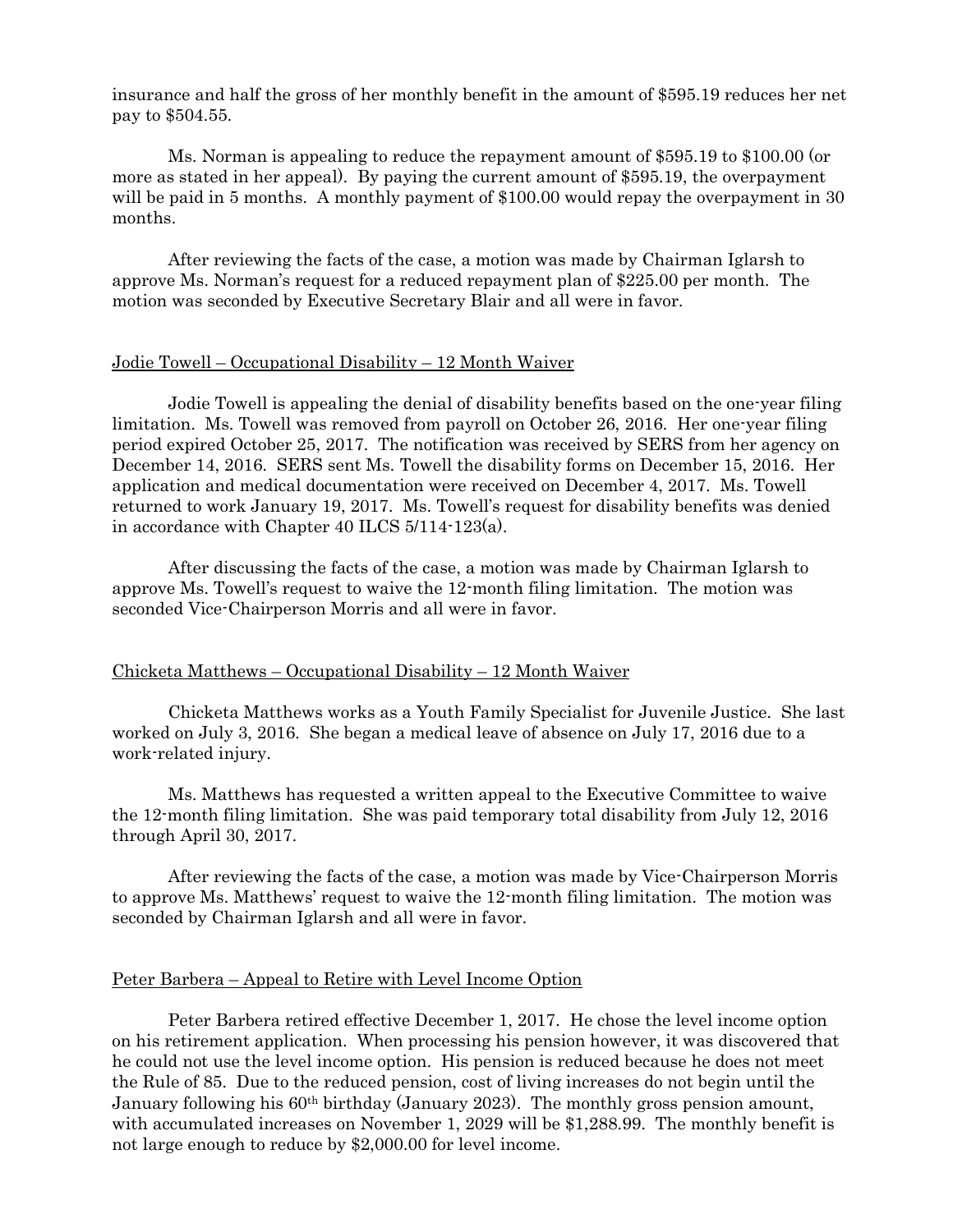insurance and half the gross of her monthly benefit in the amount of $595.19 reduces her net pay to $504.55.

Ms. Norman is appealing to reduce the repayment amount of $595.19 to $100.00 (or more as stated in her appeal). By paying the current amount of $595.19, the overpayment will be paid in 5 months. A monthly payment of $100.00 would repay the overpayment in 30 months.

After reviewing the facts of the case, a motion was made by Chairman Iglarsh to approve Ms. Norman's request for a reduced repayment plan of $225.00 per month. The motion was seconded by Executive Secretary Blair and all were in favor.

<u>Jodie Towell – Occupational Disability – 12 Month Waiver</u>

Jodie Towell is appealing the denial of disability benefits based on the one-year filing limitation. Ms. Towell was removed from payroll on October 26, 2016. Her one-year filing period expired October 25, 2017. The notification was received by SERS from her agency on December 14, 2016. SERS sent Ms. Towell the disability forms on December 15, 2016. Her application and medical documentation were received on December 4, 2017. Ms. Towell returned to work January 19, 2017. Ms. Towell's request for disability benefits was denied in accordance with Chapter 40 ILCS 5/114-123(a).

After discussing the facts of the case, a motion was made by Chairman Iglarsh to approve Ms. Towell's request to waive the 12-month filing limitation. The motion was seconded Vice-Chairperson Morris and all were in favor.

<u>Chicketa Matthews – Occupational Disability – 12 Month Waiver</u>

Chicketa Matthews works as a Youth Family Specialist for Juvenile Justice. She last worked on July 3, 2016. She began a medical leave of absence on July 17, 2016 due to a work-related injury.

Ms. Matthews has requested a written appeal to the Executive Committee to waive the 12-month filing limitation. She was paid temporary total disability from July 12, 2016 through April 30, 2017.

After reviewing the facts of the case, a motion was made by Vice-Chairperson Morris to approve Ms. Matthews' request to waive the 12-month filing limitation. The motion was seconded by Chairman Iglarsh and all were in favor.

<u>Peter Barbera – Appeal to Retire with Level Income Option</u>

Peter Barbera retired effective December 1, 2017. He chose the level income option on his retirement application. When processing his pension however, it was discovered that he could not use the level income option. His pension is reduced because he does not meet the Rule of 85. Due to the reduced pension, cost of living increases do not begin until the January following his 60th birthday (January 2023). The monthly gross pension amount, with accumulated increases on November 1, 2029 will be $1,288.99. The monthly benefit is not large enough to reduce by $2,000.00 for level income.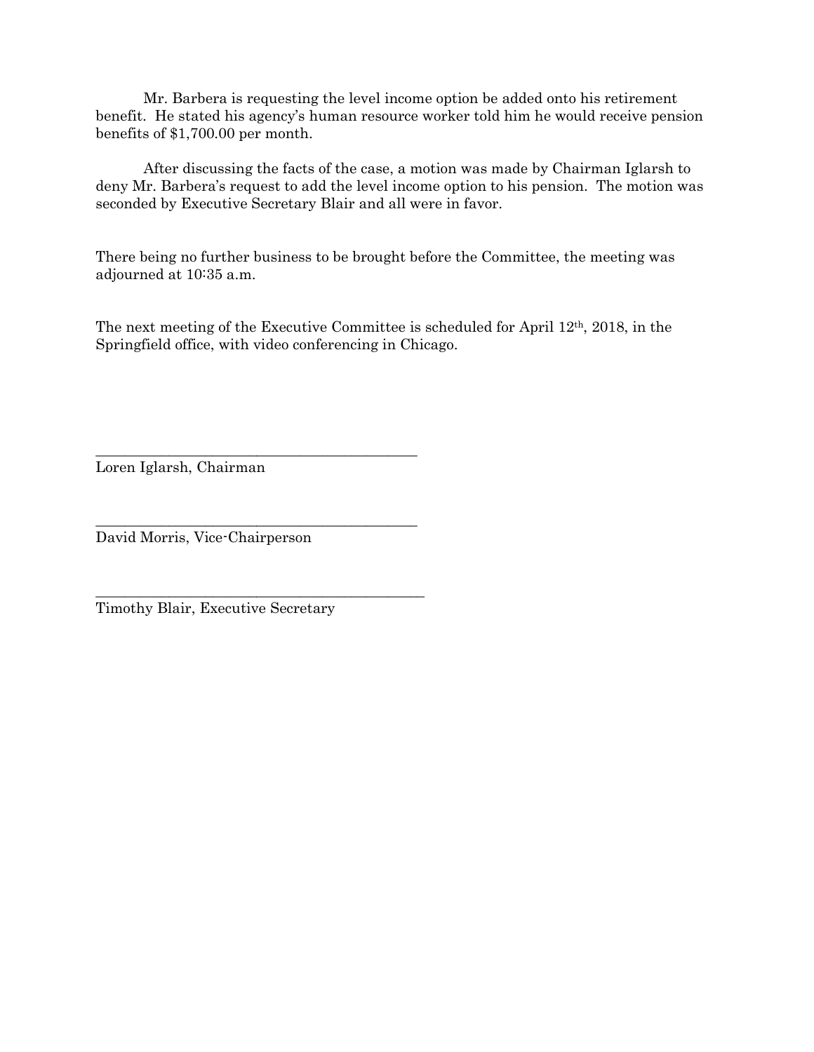Mr. Barbera is requesting the level income option be added onto his retirement benefit. He stated his agency's human resource worker told him he would receive pension benefits of $1,700.00 per month.

After discussing the facts of the case, a motion was made by Chairman Iglarsh to deny Mr. Barbera's request to add the level income option to his pension. The motion was seconded by Executive Secretary Blair and all were in favor.

There being no further business to be brought before the Committee, the meeting was adjourned at 10:35 a.m.

The next meeting of the Executive Committee is scheduled for April 12th, 2018, in the Springfield office, with video conferencing in Chicago.

______________________________________________
Loren Iglarsh, Chairman

______________________________________________
David Morris, Vice-Chairperson

______________________________________________
Timothy Blair, Executive Secretary